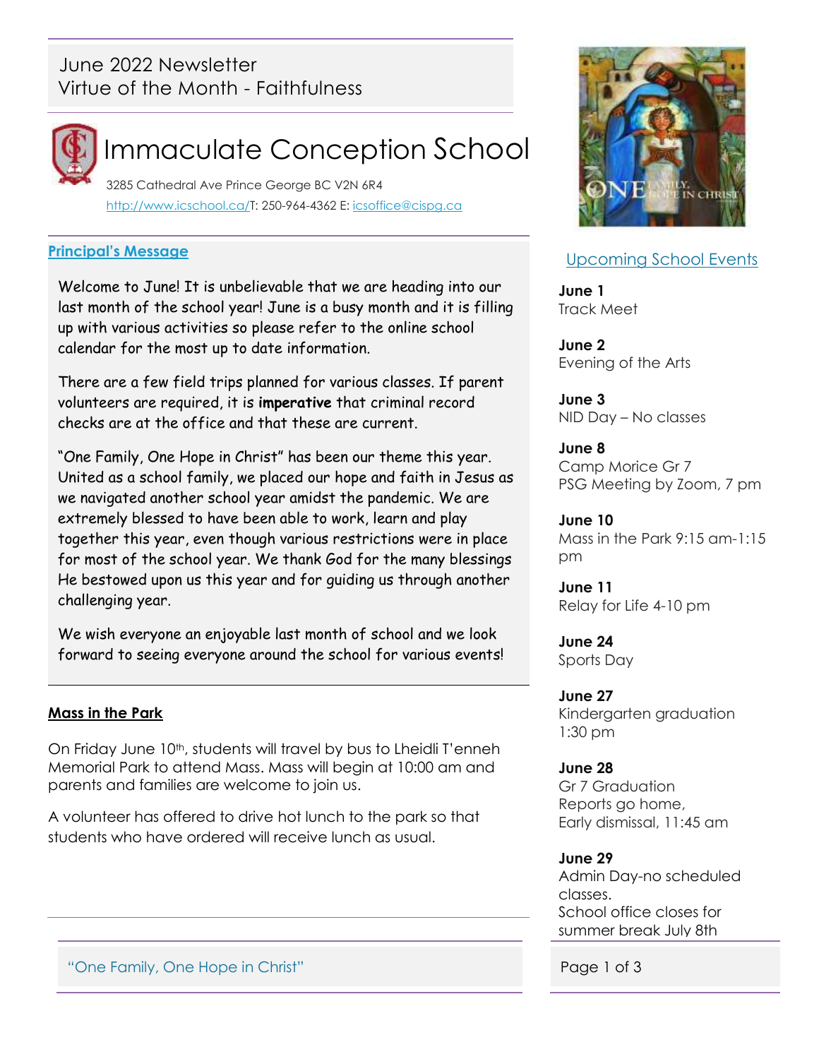June 2022 Newsletter
Virtue of the Month - Faithfulness

# Immaculate Conception School

3285 Cathedral Ave Prince George BC V2N 6R4
http://www.icschool.ca/T: 250-964-4362 E: icsoffice@cispg.ca

## Principal's Message

Welcome to June! It is unbelievable that we are heading into our last month of the school year! June is a busy month and it is filling up with various activities so please refer to the online school calendar for the most up to date information.

There are a few field trips planned for various classes. If parent volunteers are required, it is **imperative** that criminal record checks are at the office and that these are current.

"One Family, One Hope in Christ" has been our theme this year. United as a school family, we placed our hope and faith in Jesus as we navigated another school year amidst the pandemic. We are extremely blessed to have been able to work, learn and play together this year, even though various restrictions were in place for most of the school year. We thank God for the many blessings He bestowed upon us this year and for guiding us through another challenging year.

We wish everyone an enjoyable last month of school and we look forward to seeing everyone around the school for various events!

## Mass in the Park

On Friday June 10th, students will travel by bus to Lheidli T'enneh Memorial Park to attend Mass. Mass will begin at 10:00 am and parents and families are welcome to join us.

A volunteer has offered to drive hot lunch to the park so that students who have ordered will receive lunch as usual.

## Upcoming School Events

**June 1**
Track Meet

**June 2**
Evening of the Arts

**June 3**
NID Day – No classes

**June 8**
Camp Morice Gr 7
PSG Meeting by Zoom, 7 pm

**June 10**
Mass in the Park 9:15 am-1:15 pm

**June 11**
Relay for Life 4-10 pm

**June 24**
Sports Day

**June 27**
Kindergarten graduation 1:30 pm

**June 28**
Gr 7 Graduation
Reports go home,
Early dismissal, 11:45 am

**June 29**
Admin Day-no scheduled classes.
School office closes for summer break July 8th

"One Family, One Hope in Christ"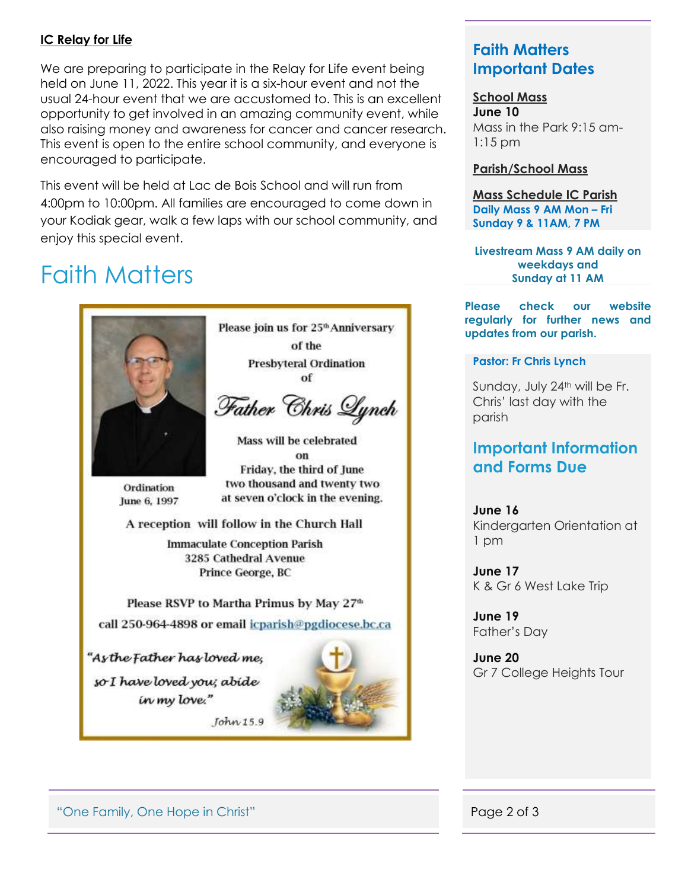**IC Relay for Life**

We are preparing to participate in the Relay for Life event being held on June 11, 2022. This year it is a six-hour event and not the usual 24-hour event that we are accustomed to. This is an excellent opportunity to get involved in an amazing community event, while also raising money and awareness for cancer and cancer research. This event is open to the entire school community, and everyone is encouraged to participate.

This event will be held at Lac de Bois School and will run from 4:00pm to 10:00pm. All families are encouraged to come down in your Kodiak gear, walk a few laps with our school community, and enjoy this special event.

# Faith Matters

Please join us for 25th Anniversary of the Presbyteral Ordination of

*Father Chris Lynch*

Ordination June 6, 1997

Mass will be celebrated on Friday, the third of June two thousand and twenty two at seven o'clock in the evening.

A reception will follow in the Church Hall

Immaculate Conception Parish
3285 Cathedral Avenue
Prince George, BC

Please RSVP to Martha Primus by May 27th
call 250-964-4898 or email icparish@pgdiocese.bc.ca

*"As the Father has loved me, so I have loved you; abide in my love."*
*John 15.9*

## Faith Matters Important Dates

**School Mass**
**June 10**
Mass in the Park 9:15 am-1:15 pm

**Parish/School Mass**

**Mass Schedule IC Parish**
**Daily Mass 9 AM Mon – Fri**
**Sunday 9 & 11AM, 7 PM**

**Livestream Mass 9 AM daily on weekdays and Sunday at 11 AM**

**Please check our website regularly for further news and updates from our parish.**

**Pastor: Fr Chris Lynch**

Sunday, July 24th will be Fr. Chris' last day with the parish

## Important Information and Forms Due

**June 16**
Kindergarten Orientation at 1 pm

**June 17**
K & Gr 6 West Lake Trip

**June 19**
Father's Day

**June 20**
Gr 7 College Heights Tour

"One Family, One Hope in Christ"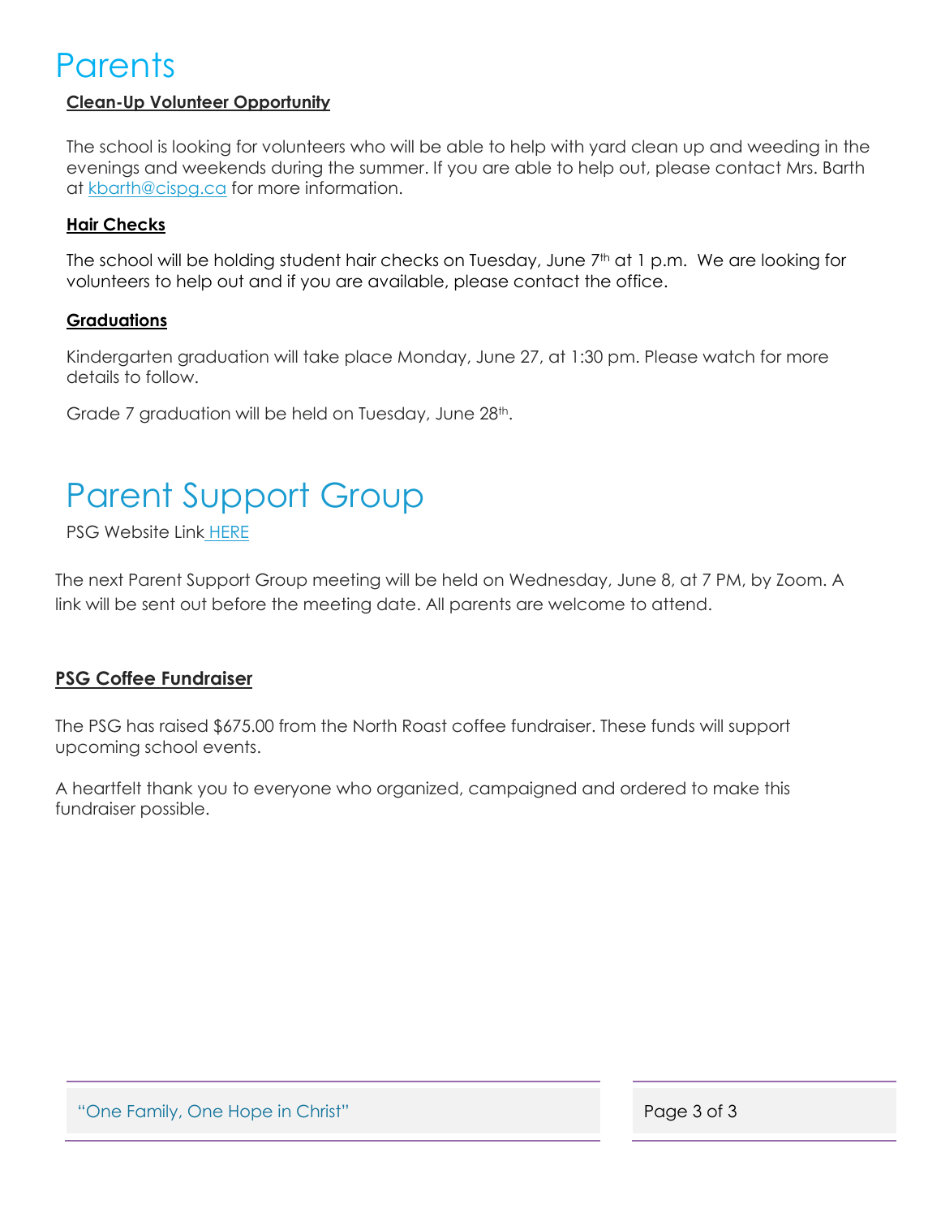# Parents

**Clean-Up Volunteer Opportunity**

The school is looking for volunteers who will be able to help with yard clean up and weeding in the evenings and weekends during the summer. If you are able to help out, please contact Mrs. Barth at kbarth@cispg.ca for more information.

**Hair Checks**

The school will be holding student hair checks on Tuesday, June 7th at 1 p.m. We are looking for volunteers to help out and if you are available, please contact the office.

**Graduations**

Kindergarten graduation will take place Monday, June 27, at 1:30 pm. Please watch for more details to follow.

Grade 7 graduation will be held on Tuesday, June 28th.

# Parent Support Group

PSG Website Link HERE

The next Parent Support Group meeting will be held on Wednesday, June 8, at 7 PM, by Zoom. A link will be sent out before the meeting date. All parents are welcome to attend.

**PSG Coffee Fundraiser**

The PSG has raised $675.00 from the North Roast coffee fundraiser. These funds will support upcoming school events.

A heartfelt thank you to everyone who organized, campaigned and ordered to make this fundraiser possible.